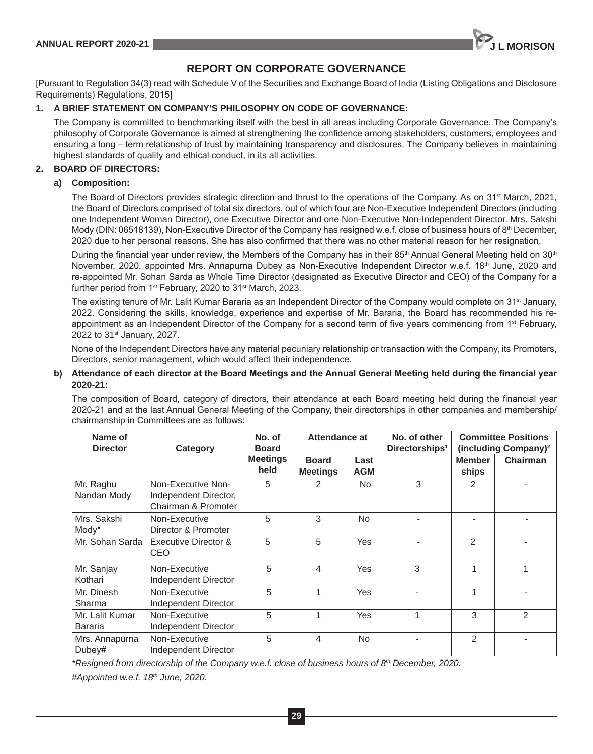# REPORT ON CORPORATE GOVERNANCE

[Pursuant to Regulation 34(3) read with Schedule V of the Securities and Exchange Board of India (Listing Obligations and Disclosure Requirements) Regulations, 2015]

## 1. A BRIEF STATEMENT ON COMPANY'S PHILOSOPHY ON CODE OF GOVERNANCE:

The Company is committed to benchmarking itself with the best in all areas including Corporate Governance. The Company's philosophy of Corporate Governance is aimed at strengthening the confidence among stakeholders, customers, employees and ensuring a long – term relationship of trust by maintaining transparency and disclosures. The Company believes in maintaining highest standards of quality and ethical conduct, in its all activities.

## 2. BOARD OF DIRECTORS:

### a) Composition:

The Board of Directors provides strategic direction and thrust to the operations of the Company. As on 31st March, 2021, the Board of Directors comprised of total six directors, out of which four are Non-Executive Independent Directors (including one Independent Woman Director), one Executive Director and one Non-Executive Non-Independent Director. Mrs. Sakshi Mody (DIN: 06518139), Non-Executive Director of the Company has resigned w.e.f. close of business hours of 8th December, 2020 due to her personal reasons. She has also confirmed that there was no other material reason for her resignation.

During the financial year under review, the Members of the Company has in their 85th Annual General Meeting held on 30th November, 2020, appointed Mrs. Annapurna Dubey as Non-Executive Independent Director w.e.f. 18th June, 2020 and re-appointed Mr. Sohan Sarda as Whole Time Director (designated as Executive Director and CEO) of the Company for a further period from 1st February, 2020 to 31st March, 2023.

The existing tenure of Mr. Lalit Kumar Bararia as an Independent Director of the Company would complete on 31st January, 2022. Considering the skills, knowledge, experience and expertise of Mr. Bararia, the Board has recommended his re-appointment as an Independent Director of the Company for a second term of five years commencing from 1st February, 2022 to 31st January, 2027.

None of the Independent Directors have any material pecuniary relationship or transaction with the Company, its Promoters, Directors, senior management, which would affect their independence.

### b) Attendance of each director at the Board Meetings and the Annual General Meeting held during the financial year 2020-21:

The composition of Board, category of directors, their attendance at each Board meeting held during the financial year 2020-21 and at the last Annual General Meeting of the Company, their directorships in other companies and membership/ chairmanship in Committees are as follows:

| Name of Director | Category | No. of Board Meetings held | Attendance at | | No. of other Directorships[1] | Committee Positions (including Company)[2] | |
|---|---|---|---|---|---|---|---|
| | | | Board Meetings | Last AGM | | Member ships | Chairman |
| Mr. Raghu Nandan Mody | Non-Executive Non-Independent Director, Chairman & Promoter | 5 | 2 | No | 3 | 2 | - |
| Mrs. Sakshi Mody* | Non-Executive Director & Promoter | 5 | 3 | No | - | - | - |
| Mr. Sohan Sarda | Executive Director & CEO | 5 | 5 | Yes | - | 2 | - |
| Mr. Sanjay Kothari | Non-Executive Independent Director | 5 | 4 | Yes | 3 | 1 | 1 |
| Mr. Dinesh Sharma | Non-Executive Independent Director | 5 | 1 | Yes | - | 1 | - |
| Mr. Lalit Kumar Bararia | Non-Executive Independent Director | 5 | 1 | Yes | 1 | 3 | 2 |
| Mrs. Annapurna Dubey# | Non-Executive Independent Director | 5 | 4 | No | - | 2 | - |

*\*Resigned from directorship of the Company w.e.f. close of business hours of 8th December, 2020.*

*#Appointed w.e.f. 18th June, 2020.*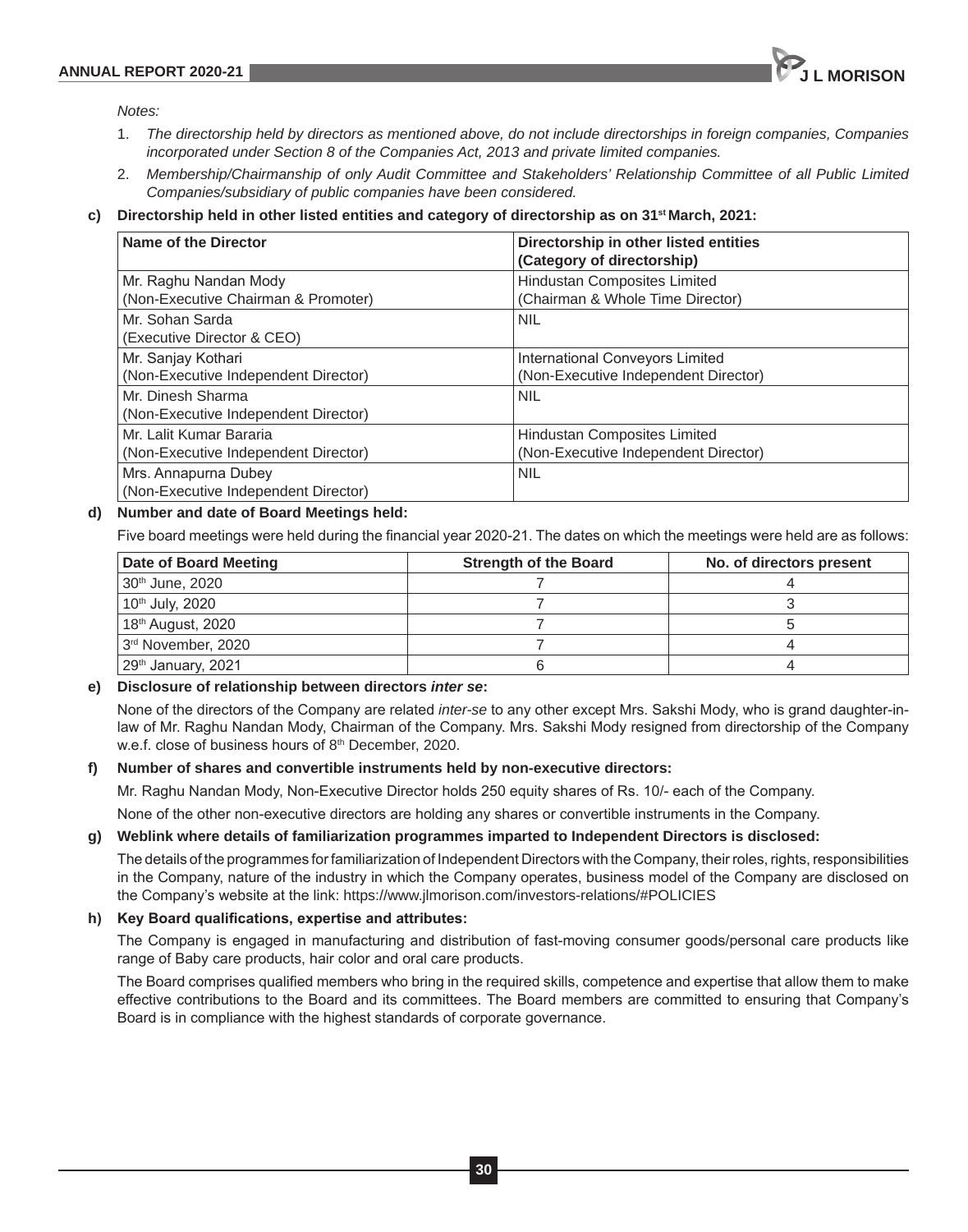*Notes:*

1. *The directorship held by directors as mentioned above, do not include directorships in foreign companies, Companies incorporated under Section 8 of the Companies Act, 2013 and private limited companies.*
2. *Membership/Chairmanship of only Audit Committee and Stakeholders' Relationship Committee of all Public Limited Companies/subsidiary of public companies have been considered.*

**c) Directorship held in other listed entities and category of directorship as on 31st March, 2021:**

| Name of the Director | Directorship in other listed entities (Category of directorship) |
|---|---|
| Mr. Raghu Nandan Mody (Non-Executive Chairman & Promoter) | Hindustan Composites Limited (Chairman & Whole Time Director) |
| Mr. Sohan Sarda (Executive Director & CEO) | NIL |
| Mr. Sanjay Kothari (Non-Executive Independent Director) | International Conveyors Limited (Non-Executive Independent Director) |
| Mr. Dinesh Sharma (Non-Executive Independent Director) | NIL |
| Mr. Lalit Kumar Bararia (Non-Executive Independent Director) | Hindustan Composites Limited (Non-Executive Independent Director) |
| Mrs. Annapurna Dubey (Non-Executive Independent Director) | NIL |

**d) Number and date of Board Meetings held:**

Five board meetings were held during the financial year 2020-21. The dates on which the meetings were held are as follows:

| Date of Board Meeting | Strength of the Board | No. of directors present |
|---|---|---|
| 30th June, 2020 | 7 | 4 |
| 10th July, 2020 | 7 | 3 |
| 18th August, 2020 | 7 | 5 |
| 3rd November, 2020 | 7 | 4 |
| 29th January, 2021 | 6 | 4 |

**e) Disclosure of relationship between directors *inter se*:**

None of the directors of the Company are related *inter-se* to any other except Mrs. Sakshi Mody, who is grand daughter-in-law of Mr. Raghu Nandan Mody, Chairman of the Company. Mrs. Sakshi Mody resigned from directorship of the Company w.e.f. close of business hours of 8th December, 2020.

**f) Number of shares and convertible instruments held by non-executive directors:**

Mr. Raghu Nandan Mody, Non-Executive Director holds 250 equity shares of Rs. 10/- each of the Company.

None of the other non-executive directors are holding any shares or convertible instruments in the Company.

**g) Weblink where details of familiarization programmes imparted to Independent Directors is disclosed:**

The details of the programmes for familiarization of Independent Directors with the Company, their roles, rights, responsibilities in the Company, nature of the industry in which the Company operates, business model of the Company are disclosed on the Company's website at the link: https://www.jlmorison.com/investors-relations/#POLICIES

**h) Key Board qualifications, expertise and attributes:**

The Company is engaged in manufacturing and distribution of fast-moving consumer goods/personal care products like range of Baby care products, hair color and oral care products.

The Board comprises qualified members who bring in the required skills, competence and expertise that allow them to make effective contributions to the Board and its committees. The Board members are committed to ensuring that Company's Board is in compliance with the highest standards of corporate governance.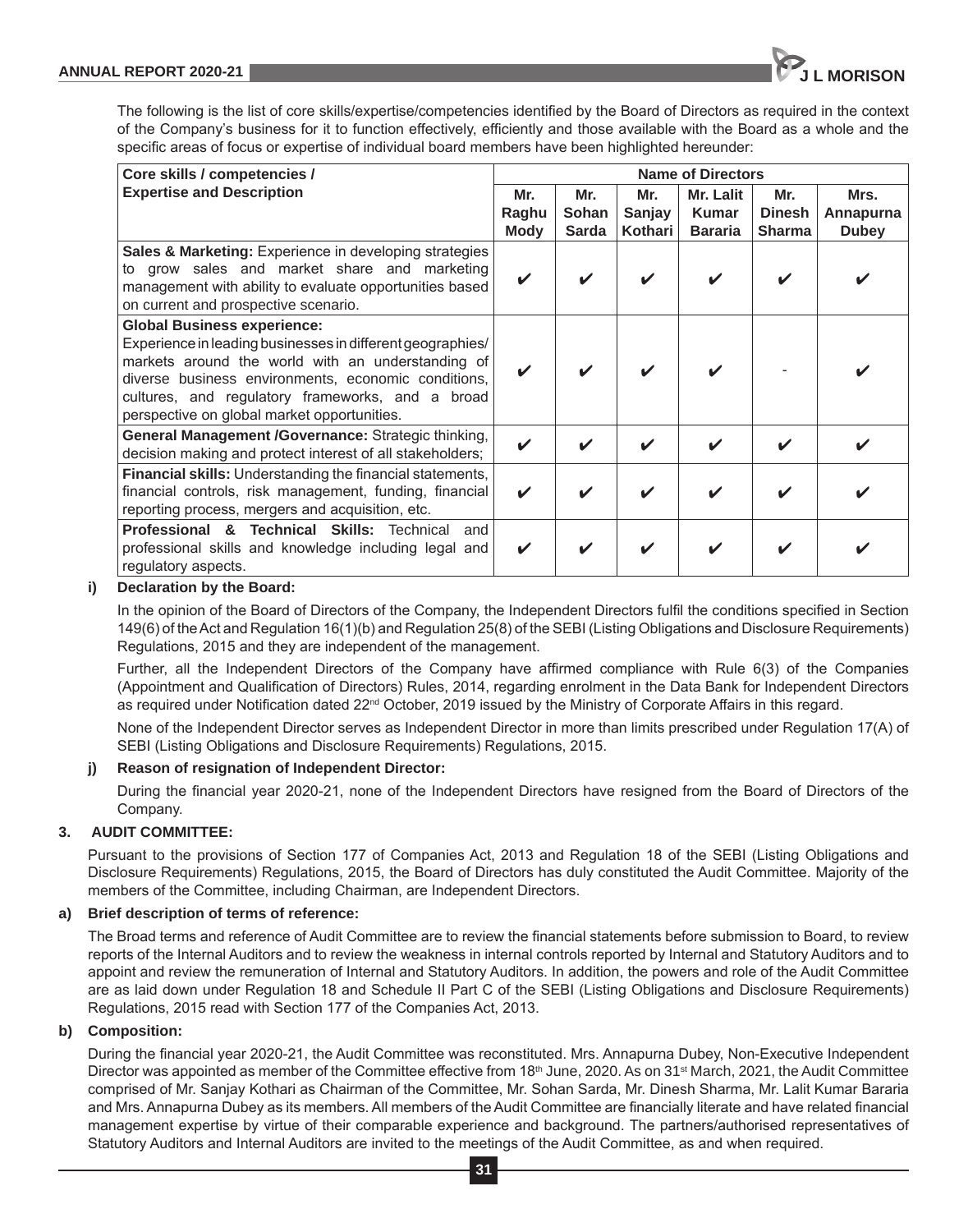The following is the list of core skills/expertise/competencies identified by the Board of Directors as required in the context of the Company's business for it to function effectively, efficiently and those available with the Board as a whole and the specific areas of focus or expertise of individual board members have been highlighted hereunder:

| Core skills / competencies / Expertise and Description | Name of Directors | | | | | |
|---|---|---|---|---|---|---|
| | Mr. Raghu Mody | Mr. Sohan Sarda | Mr. Sanjay Kothari | Mr. Lalit Kumar Bararia | Mr. Dinesh Sharma | Mrs. Annapurna Dubey |
| **Sales & Marketing:** Experience in developing strategies to grow sales and market share and marketing management with ability to evaluate opportunities based on current and prospective scenario. | ✔ | ✔ | ✔ | ✔ | ✔ | ✔ |
| **Global Business experience:** Experience in leading businesses in different geographies/ markets around the world with an understanding of diverse business environments, economic conditions, cultures, and regulatory frameworks, and a broad perspective on global market opportunities. | ✔ | ✔ | ✔ | ✔ | - | ✔ |
| **General Management /Governance:** Strategic thinking, decision making and protect interest of all stakeholders; | ✔ | ✔ | ✔ | ✔ | ✔ | ✔ |
| **Financial skills:** Understanding the financial statements, financial controls, risk management, funding, financial reporting process, mergers and acquisition, etc. | ✔ | ✔ | ✔ | ✔ | ✔ | ✔ |
| **Professional & Technical Skills:** Technical and professional skills and knowledge including legal and regulatory aspects. | ✔ | ✔ | ✔ | ✔ | ✔ | ✔ |

**i) Declaration by the Board:**

In the opinion of the Board of Directors of the Company, the Independent Directors fulfil the conditions specified in Section 149(6) of the Act and Regulation 16(1)(b) and Regulation 25(8) of the SEBI (Listing Obligations and Disclosure Requirements) Regulations, 2015 and they are independent of the management.

Further, all the Independent Directors of the Company have affirmed compliance with Rule 6(3) of the Companies (Appointment and Qualification of Directors) Rules, 2014, regarding enrolment in the Data Bank for Independent Directors as required under Notification dated 22nd October, 2019 issued by the Ministry of Corporate Affairs in this regard.

None of the Independent Director serves as Independent Director in more than limits prescribed under Regulation 17(A) of SEBI (Listing Obligations and Disclosure Requirements) Regulations, 2015.

**j) Reason of resignation of Independent Director:**

During the financial year 2020-21, none of the Independent Directors have resigned from the Board of Directors of the Company.

## 3. AUDIT COMMITTEE:

Pursuant to the provisions of Section 177 of Companies Act, 2013 and Regulation 18 of the SEBI (Listing Obligations and Disclosure Requirements) Regulations, 2015, the Board of Directors has duly constituted the Audit Committee. Majority of the members of the Committee, including Chairman, are Independent Directors.

**a) Brief description of terms of reference:**

The Broad terms and reference of Audit Committee are to review the financial statements before submission to Board, to review reports of the Internal Auditors and to review the weakness in internal controls reported by Internal and Statutory Auditors and to appoint and review the remuneration of Internal and Statutory Auditors. In addition, the powers and role of the Audit Committee are as laid down under Regulation 18 and Schedule II Part C of the SEBI (Listing Obligations and Disclosure Requirements) Regulations, 2015 read with Section 177 of the Companies Act, 2013.

**b) Composition:**

During the financial year 2020-21, the Audit Committee was reconstituted. Mrs. Annapurna Dubey, Non-Executive Independent Director was appointed as member of the Committee effective from 18th June, 2020. As on 31st March, 2021, the Audit Committee comprised of Mr. Sanjay Kothari as Chairman of the Committee, Mr. Sohan Sarda, Mr. Dinesh Sharma, Mr. Lalit Kumar Bararia and Mrs. Annapurna Dubey as its members. All members of the Audit Committee are financially literate and have related financial management expertise by virtue of their comparable experience and background. The partners/authorised representatives of Statutory Auditors and Internal Auditors are invited to the meetings of the Audit Committee, as and when required.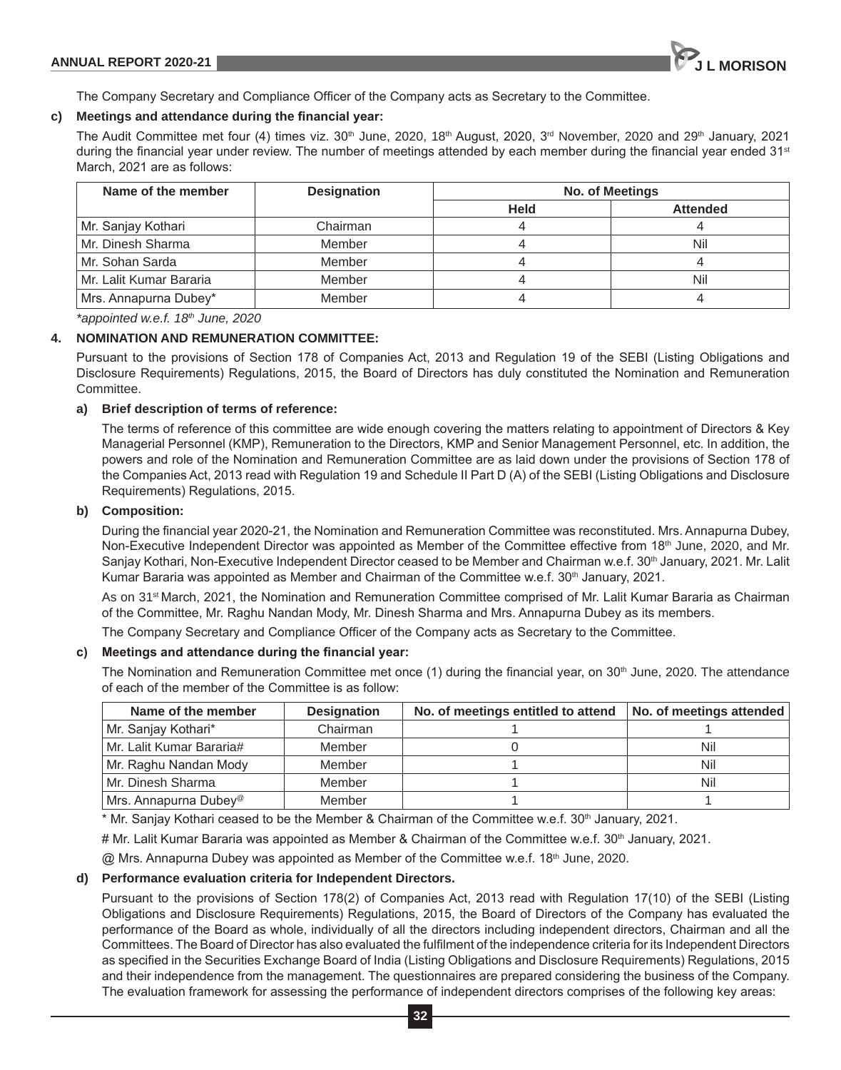The Company Secretary and Compliance Officer of the Company acts as Secretary to the Committee.

**c) Meetings and attendance during the financial year:**

The Audit Committee met four (4) times viz. 30th June, 2020, 18th August, 2020, 3rd November, 2020 and 29th January, 2021 during the financial year under review. The number of meetings attended by each member during the financial year ended 31st March, 2021 are as follows:

| Name of the member | Designation | No. of Meetings | |
|---|---|---|---|
| | | Held | Attended |
| Mr. Sanjay Kothari | Chairman | 4 | 4 |
| Mr. Dinesh Sharma | Member | 4 | Nil |
| Mr. Sohan Sarda | Member | 4 | 4 |
| Mr. Lalit Kumar Bararia | Member | 4 | Nil |
| Mrs. Annapurna Dubey* | Member | 4 | 4 |

*\*appointed w.e.f. 18th June, 2020*

## 4. NOMINATION AND REMUNERATION COMMITTEE:

Pursuant to the provisions of Section 178 of Companies Act, 2013 and Regulation 19 of the SEBI (Listing Obligations and Disclosure Requirements) Regulations, 2015, the Board of Directors has duly constituted the Nomination and Remuneration Committee.

**a) Brief description of terms of reference:**

The terms of reference of this committee are wide enough covering the matters relating to appointment of Directors & Key Managerial Personnel (KMP), Remuneration to the Directors, KMP and Senior Management Personnel, etc. In addition, the powers and role of the Nomination and Remuneration Committee are as laid down under the provisions of Section 178 of the Companies Act, 2013 read with Regulation 19 and Schedule II Part D (A) of the SEBI (Listing Obligations and Disclosure Requirements) Regulations, 2015.

**b) Composition:**

During the financial year 2020-21, the Nomination and Remuneration Committee was reconstituted. Mrs. Annapurna Dubey, Non-Executive Independent Director was appointed as Member of the Committee effective from 18th June, 2020, and Mr. Sanjay Kothari, Non-Executive Independent Director ceased to be Member and Chairman w.e.f. 30th January, 2021. Mr. Lalit Kumar Bararia was appointed as Member and Chairman of the Committee w.e.f. 30th January, 2021.

As on 31st March, 2021, the Nomination and Remuneration Committee comprised of Mr. Lalit Kumar Bararia as Chairman of the Committee, Mr. Raghu Nandan Mody, Mr. Dinesh Sharma and Mrs. Annapurna Dubey as its members.

The Company Secretary and Compliance Officer of the Company acts as Secretary to the Committee.

**c) Meetings and attendance during the financial year:**

The Nomination and Remuneration Committee met once (1) during the financial year, on 30th June, 2020. The attendance of each of the member of the Committee is as follow:

| Name of the member | Designation | No. of meetings entitled to attend | No. of meetings attended |
|---|---|---|---|
| Mr. Sanjay Kothari* | Chairman | 1 | 1 |
| Mr. Lalit Kumar Bararia# | Member | 0 | Nil |
| Mr. Raghu Nandan Mody | Member | 1 | Nil |
| Mr. Dinesh Sharma | Member | 1 | Nil |
| Mrs. Annapurna Dubey@ | Member | 1 | 1 |

\* Mr. Sanjay Kothari ceased to be the Member & Chairman of the Committee w.e.f. 30th January, 2021.

# Mr. Lalit Kumar Bararia was appointed as Member & Chairman of the Committee w.e.f. 30th January, 2021.

@ Mrs. Annapurna Dubey was appointed as Member of the Committee w.e.f. 18th June, 2020.

**d) Performance evaluation criteria for Independent Directors.**

Pursuant to the provisions of Section 178(2) of Companies Act, 2013 read with Regulation 17(10) of the SEBI (Listing Obligations and Disclosure Requirements) Regulations, 2015, the Board of Directors of the Company has evaluated the performance of the Board as whole, individually of all the directors including independent directors, Chairman and all the Committees. The Board of Director has also evaluated the fulfilment of the independence criteria for its Independent Directors as specified in the Securities Exchange Board of India (Listing Obligations and Disclosure Requirements) Regulations, 2015 and their independence from the management. The questionnaires are prepared considering the business of the Company. The evaluation framework for assessing the performance of independent directors comprises of the following key areas: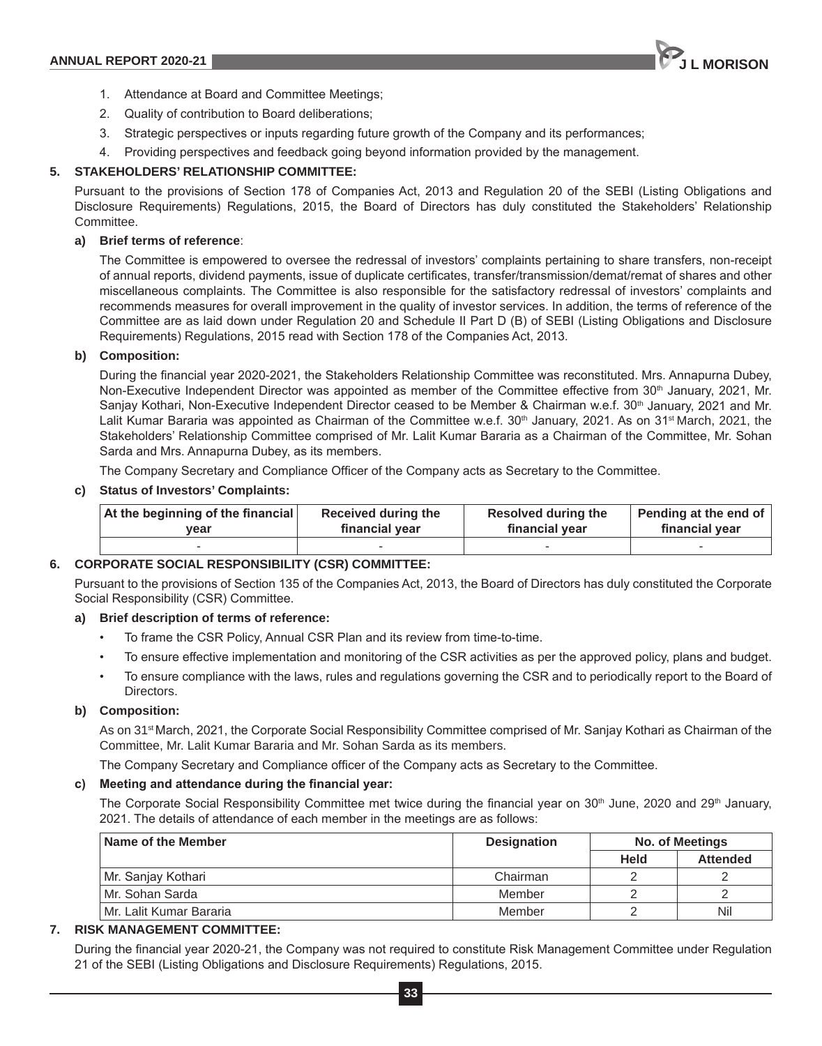1. Attendance at Board and Committee Meetings;
2. Quality of contribution to Board deliberations;
3. Strategic perspectives or inputs regarding future growth of the Company and its performances;
4. Providing perspectives and feedback going beyond information provided by the management.

## 5. STAKEHOLDERS' RELATIONSHIP COMMITTEE:

Pursuant to the provisions of Section 178 of Companies Act, 2013 and Regulation 20 of the SEBI (Listing Obligations and Disclosure Requirements) Regulations, 2015, the Board of Directors has duly constituted the Stakeholders' Relationship Committee.

### a) Brief terms of reference:

The Committee is empowered to oversee the redressal of investors' complaints pertaining to share transfers, non-receipt of annual reports, dividend payments, issue of duplicate certificates, transfer/transmission/demat/remat of shares and other miscellaneous complaints. The Committee is also responsible for the satisfactory redressal of investors' complaints and recommends measures for overall improvement in the quality of investor services. In addition, the terms of reference of the Committee are as laid down under Regulation 20 and Schedule II Part D (B) of SEBI (Listing Obligations and Disclosure Requirements) Regulations, 2015 read with Section 178 of the Companies Act, 2013.

### b) Composition:

During the financial year 2020-2021, the Stakeholders Relationship Committee was reconstituted. Mrs. Annapurna Dubey, Non-Executive Independent Director was appointed as member of the Committee effective from 30th January, 2021, Mr. Sanjay Kothari, Non-Executive Independent Director ceased to be Member & Chairman w.e.f. 30th January, 2021 and Mr. Lalit Kumar Bararia was appointed as Chairman of the Committee w.e.f. 30th January, 2021. As on 31st March, 2021, the Stakeholders' Relationship Committee comprised of Mr. Lalit Kumar Bararia as a Chairman of the Committee, Mr. Sohan Sarda and Mrs. Annapurna Dubey, as its members.

The Company Secretary and Compliance Officer of the Company acts as Secretary to the Committee.

### c) Status of Investors' Complaints:

| At the beginning of the financial year | Received during the financial year | Resolved during the financial year | Pending at the end of financial year |
|---|---|---|---|
| - | - | - | - |

## 6. CORPORATE SOCIAL RESPONSIBILITY (CSR) COMMITTEE:

Pursuant to the provisions of Section 135 of the Companies Act, 2013, the Board of Directors has duly constituted the Corporate Social Responsibility (CSR) Committee.

### a) Brief description of terms of reference:

- To frame the CSR Policy, Annual CSR Plan and its review from time-to-time.
- To ensure effective implementation and monitoring of the CSR activities as per the approved policy, plans and budget.
- To ensure compliance with the laws, rules and regulations governing the CSR and to periodically report to the Board of Directors.

### b) Composition:

As on 31st March, 2021, the Corporate Social Responsibility Committee comprised of Mr. Sanjay Kothari as Chairman of the Committee, Mr. Lalit Kumar Bararia and Mr. Sohan Sarda as its members.

The Company Secretary and Compliance officer of the Company acts as Secretary to the Committee.

### c) Meeting and attendance during the financial year:

The Corporate Social Responsibility Committee met twice during the financial year on 30th June, 2020 and 29th January, 2021. The details of attendance of each member in the meetings are as follows:

| Name of the Member | Designation | No. of Meetings | |
|---|---|---|---|
| | | Held | Attended |
| Mr. Sanjay Kothari | Chairman | 2 | 2 |
| Mr. Sohan Sarda | Member | 2 | 2 |
| Mr. Lalit Kumar Bararia | Member | 2 | Nil |

## 7. RISK MANAGEMENT COMMITTEE:

During the financial year 2020-21, the Company was not required to constitute Risk Management Committee under Regulation 21 of the SEBI (Listing Obligations and Disclosure Requirements) Regulations, 2015.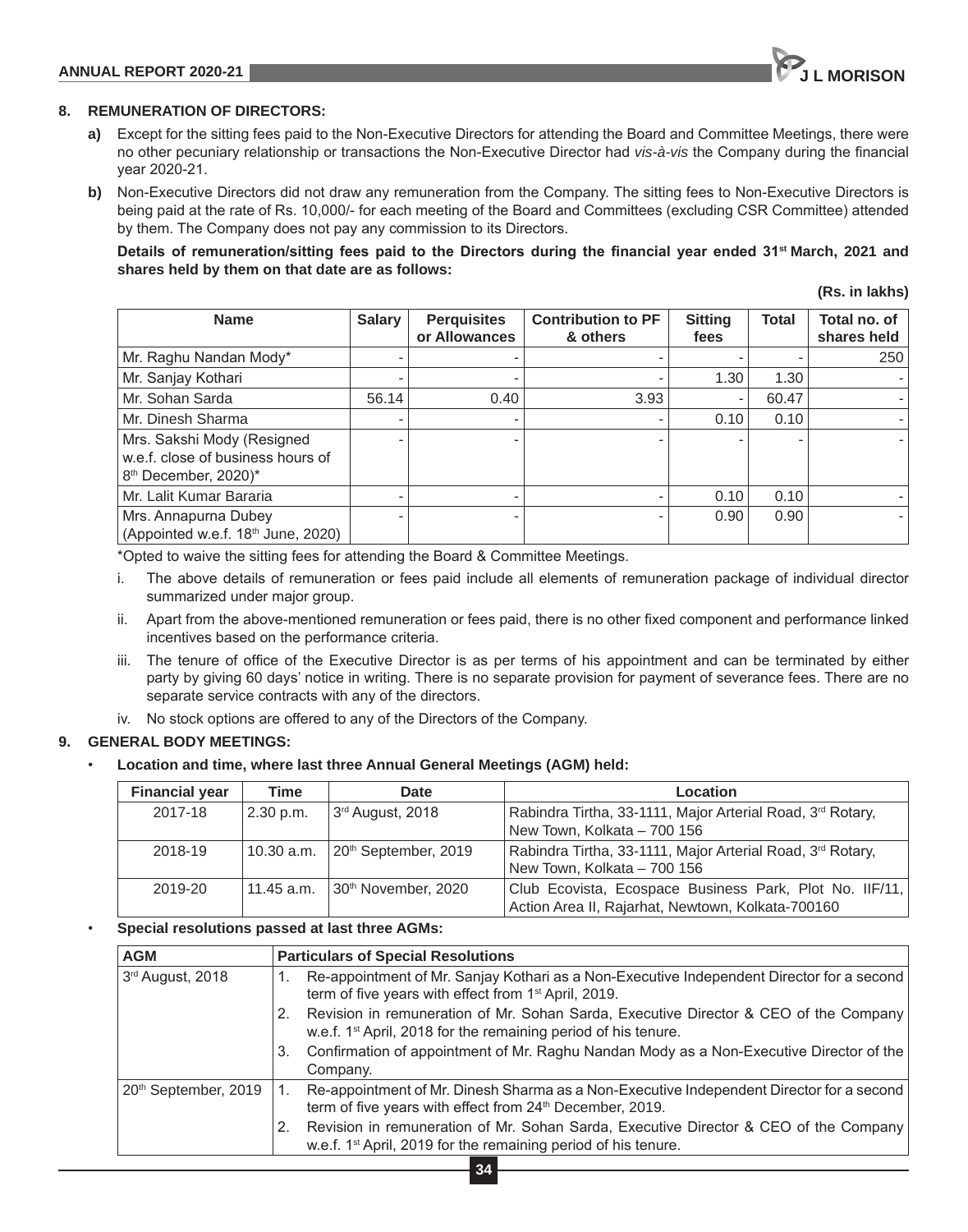## 8. REMUNERATION OF DIRECTORS:

**a)** Except for the sitting fees paid to the Non-Executive Directors for attending the Board and Committee Meetings, there were no other pecuniary relationship or transactions the Non-Executive Director had *vis-à-vis* the Company during the financial year 2020-21.

**b)** Non-Executive Directors did not draw any remuneration from the Company. The sitting fees to Non-Executive Directors is being paid at the rate of Rs. 10,000/- for each meeting of the Board and Committees (excluding CSR Committee) attended by them. The Company does not pay any commission to its Directors.

**Details of remuneration/sitting fees paid to the Directors during the financial year ended 31st March, 2021 and shares held by them on that date are as follows:**

**(Rs. in lakhs)**

| Name | Salary | Perquisites or Allowances | Contribution to PF & others | Sitting fees | Total | Total no. of shares held |
|---|---|---|---|---|---|---|
| Mr. Raghu Nandan Mody* | - | - | - | - | - | 250 |
| Mr. Sanjay Kothari | - | - | - | 1.30 | 1.30 | - |
| Mr. Sohan Sarda | 56.14 | 0.40 | 3.93 | - | 60.47 | - |
| Mr. Dinesh Sharma | - | - | - | 0.10 | 0.10 | - |
| Mrs. Sakshi Mody (Resigned w.e.f. close of business hours of 8th December, 2020)* | - | - | - | - | - | - |
| Mr. Lalit Kumar Bararia | - | - | - | 0.10 | 0.10 | - |
| Mrs. Annapurna Dubey (Appointed w.e.f. 18th June, 2020) | - | - | - | 0.90 | 0.90 | - |

*Opted to waive the sitting fees for attending the Board & Committee Meetings.

i. The above details of remuneration or fees paid include all elements of remuneration package of individual director summarized under major group.

ii. Apart from the above-mentioned remuneration or fees paid, there is no other fixed component and performance linked incentives based on the performance criteria.

iii. The tenure of office of the Executive Director is as per terms of his appointment and can be terminated by either party by giving 60 days' notice in writing. There is no separate provision for payment of severance fees. There are no separate service contracts with any of the directors.

iv. No stock options are offered to any of the Directors of the Company.

## 9. GENERAL BODY MEETINGS:

- **Location and time, where last three Annual General Meetings (AGM) held:**

| Financial year | Time | Date | Location |
|---|---|---|---|
| 2017-18 | 2.30 p.m. | 3rd August, 2018 | Rabindra Tirtha, 33-1111, Major Arterial Road, 3rd Rotary, New Town, Kolkata – 700 156 |
| 2018-19 | 10.30 a.m. | 20th September, 2019 | Rabindra Tirtha, 33-1111, Major Arterial Road, 3rd Rotary, New Town, Kolkata – 700 156 |
| 2019-20 | 11.45 a.m. | 30th November, 2020 | Club Ecovista, Ecospace Business Park, Plot No. IIF/11, Action Area II, Rajarhat, Newtown, Kolkata-700160 |

- **Special resolutions passed at last three AGMs:**

| AGM | Particulars of Special Resolutions |
|---|---|
| 3rd August, 2018 | 1. Re-appointment of Mr. Sanjay Kothari as a Non-Executive Independent Director for a second term of five years with effect from 1st April, 2019.<br>2. Revision in remuneration of Mr. Sohan Sarda, Executive Director & CEO of the Company w.e.f. 1st April, 2018 for the remaining period of his tenure.<br>3. Confirmation of appointment of Mr. Raghu Nandan Mody as a Non-Executive Director of the Company. |
| 20th September, 2019 | 1. Re-appointment of Mr. Dinesh Sharma as a Non-Executive Independent Director for a second term of five years with effect from 24th December, 2019.<br>2. Revision in remuneration of Mr. Sohan Sarda, Executive Director & CEO of the Company w.e.f. 1st April, 2019 for the remaining period of his tenure. |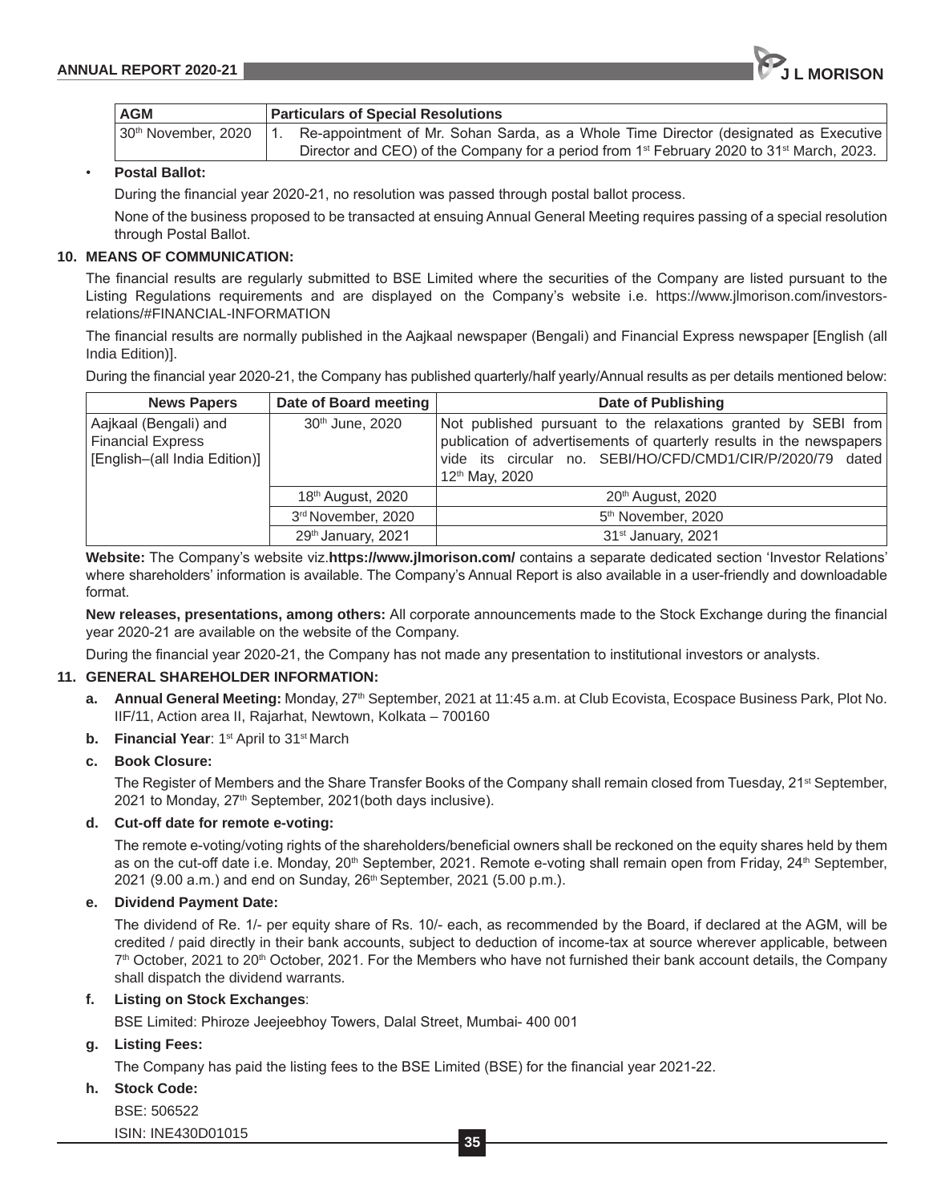| AGM | Particulars of Special Resolutions |
|---|---|
| 30th November, 2020 | 1. Re-appointment of Mr. Sohan Sarda, as a Whole Time Director (designated as Executive Director and CEO) of the Company for a period from 1st February 2020 to 31st March, 2023. |

- **Postal Ballot:**

  During the financial year 2020-21, no resolution was passed through postal ballot process.

  None of the business proposed to be transacted at ensuing Annual General Meeting requires passing of a special resolution through Postal Ballot.

**10. MEANS OF COMMUNICATION:**

The financial results are regularly submitted to BSE Limited where the securities of the Company are listed pursuant to the Listing Regulations requirements and are displayed on the Company's website i.e. https://www.jlmorison.com/investors-relations/#FINANCIAL-INFORMATION

The financial results are normally published in the Aajkaal newspaper (Bengali) and Financial Express newspaper [English (all India Edition)].

During the financial year 2020-21, the Company has published quarterly/half yearly/Annual results as per details mentioned below:

| News Papers | Date of Board meeting | Date of Publishing |
|---|---|---|
| Aajkaal (Bengali) and Financial Express [English–(all India Edition)] | 30th June, 2020 | Not published pursuant to the relaxations granted by SEBI from publication of advertisements of quarterly results in the newspapers vide its circular no. SEBI/HO/CFD/CMD1/CIR/P/2020/79 dated 12th May, 2020 |
| | 18th August, 2020 | 20th August, 2020 |
| | 3rd November, 2020 | 5th November, 2020 |
| | 29th January, 2021 | 31st January, 2021 |

**Website:** The Company's website viz.**https://www.jlmorison.com/** contains a separate dedicated section 'Investor Relations' where shareholders' information is available. The Company's Annual Report is also available in a user-friendly and downloadable format.

**New releases, presentations, among others:** All corporate announcements made to the Stock Exchange during the financial year 2020-21 are available on the website of the Company.

During the financial year 2020-21, the Company has not made any presentation to institutional investors or analysts.

**11. GENERAL SHAREHOLDER INFORMATION:**

**a. Annual General Meeting:** Monday, 27th September, 2021 at 11:45 a.m. at Club Ecovista, Ecospace Business Park, Plot No. IIF/11, Action area II, Rajarhat, Newtown, Kolkata – 700160

**b. Financial Year**: 1st April to 31st March

**c. Book Closure:**

The Register of Members and the Share Transfer Books of the Company shall remain closed from Tuesday, 21st September, 2021 to Monday, 27th September, 2021(both days inclusive).

**d. Cut-off date for remote e-voting:**

The remote e-voting/voting rights of the shareholders/beneficial owners shall be reckoned on the equity shares held by them as on the cut-off date i.e. Monday, 20th September, 2021. Remote e-voting shall remain open from Friday, 24th September, 2021 (9.00 a.m.) and end on Sunday, 26th September, 2021 (5.00 p.m.).

**e. Dividend Payment Date:**

The dividend of Re. 1/- per equity share of Rs. 10/- each, as recommended by the Board, if declared at the AGM, will be credited / paid directly in their bank accounts, subject to deduction of income-tax at source wherever applicable, between 7th October, 2021 to 20th October, 2021. For the Members who have not furnished their bank account details, the Company shall dispatch the dividend warrants.

**f. Listing on Stock Exchanges**:

BSE Limited: Phiroze Jeejeebhoy Towers, Dalal Street, Mumbai- 400 001

**g. Listing Fees:**

The Company has paid the listing fees to the BSE Limited (BSE) for the financial year 2021-22.

**h. Stock Code:**

BSE: 506522

ISIN: INE430D01015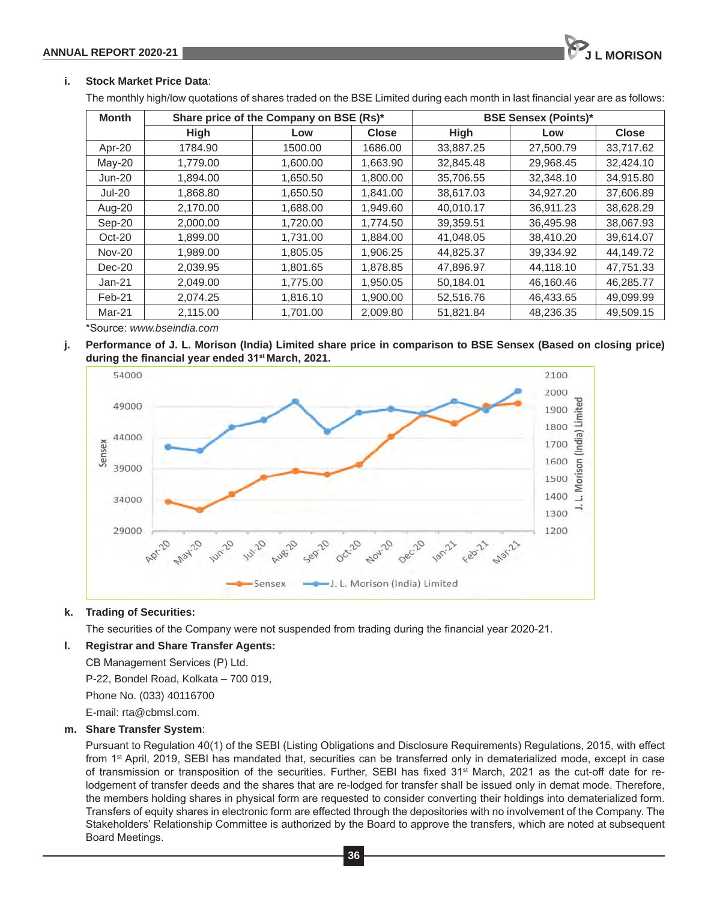**i. Stock Market Price Data**:

The monthly high/low quotations of shares traded on the BSE Limited during each month in last financial year are as follows:

| Month | Share price of the Company on BSE (Rs)* | | | BSE Sensex (Points)* | | |
|---|---|---|---|---|---|---|
| | High | Low | Close | High | Low | Close |
| Apr-20 | 1784.90 | 1500.00 | 1686.00 | 33,887.25 | 27,500.79 | 33,717.62 |
| May-20 | 1,779.00 | 1,600.00 | 1,663.90 | 32,845.48 | 29,968.45 | 32,424.10 |
| Jun-20 | 1,894.00 | 1,650.50 | 1,800.00 | 35,706.55 | 32,348.10 | 34,915.80 |
| Jul-20 | 1,868.80 | 1,650.50 | 1,841.00 | 38,617.03 | 34,927.20 | 37,606.89 |
| Aug-20 | 2,170.00 | 1,688.00 | 1,949.60 | 40,010.17 | 36,911.23 | 38,628.29 |
| Sep-20 | 2,000.00 | 1,720.00 | 1,774.50 | 39,359.51 | 36,495.98 | 38,067.93 |
| Oct-20 | 1,899.00 | 1,731.00 | 1,884.00 | 41,048.05 | 38,410.20 | 39,614.07 |
| Nov-20 | 1,989.00 | 1,805.05 | 1,906.25 | 44,825.37 | 39,334.92 | 44,149.72 |
| Dec-20 | 2,039.95 | 1,801.65 | 1,878.85 | 47,896.97 | 44,118.10 | 47,751.33 |
| Jan-21 | 2,049.00 | 1,775.00 | 1,950.05 | 50,184.01 | 46,160.46 | 46,285.77 |
| Feb-21 | 2,074.25 | 1,816.10 | 1,900.00 | 52,516.76 | 46,433.65 | 49,099.99 |
| Mar-21 | 2,115.00 | 1,701.00 | 2,009.80 | 51,821.84 | 48,236.35 | 49,509.15 |

*Source: *www.bseindia.com*

**j. Performance of J. L. Morison (India) Limited share price in comparison to BSE Sensex (Based on closing price) during the financial year ended 31st March, 2021.**

**k. Trading of Securities:**

The securities of the Company were not suspended from trading during the financial year 2020-21.

**l. Registrar and Share Transfer Agents:**

CB Management Services (P) Ltd.

P-22, Bondel Road, Kolkata – 700 019,

Phone No. (033) 40116700

E-mail: rta@cbmsl.com.

**m. Share Transfer System**:

Pursuant to Regulation 40(1) of the SEBI (Listing Obligations and Disclosure Requirements) Regulations, 2015, with effect from 1st April, 2019, SEBI has mandated that, securities can be transferred only in dematerialized mode, except in case of transmission or transposition of the securities. Further, SEBI has fixed 31st March, 2021 as the cut-off date for re-lodgement of transfer deeds and the shares that are re-lodged for transfer shall be issued only in demat mode. Therefore, the members holding shares in physical form are requested to consider converting their holdings into dematerialized form. Transfers of equity shares in electronic form are effected through the depositories with no involvement of the Company. The Stakeholders' Relationship Committee is authorized by the Board to approve the transfers, which are noted at subsequent Board Meetings.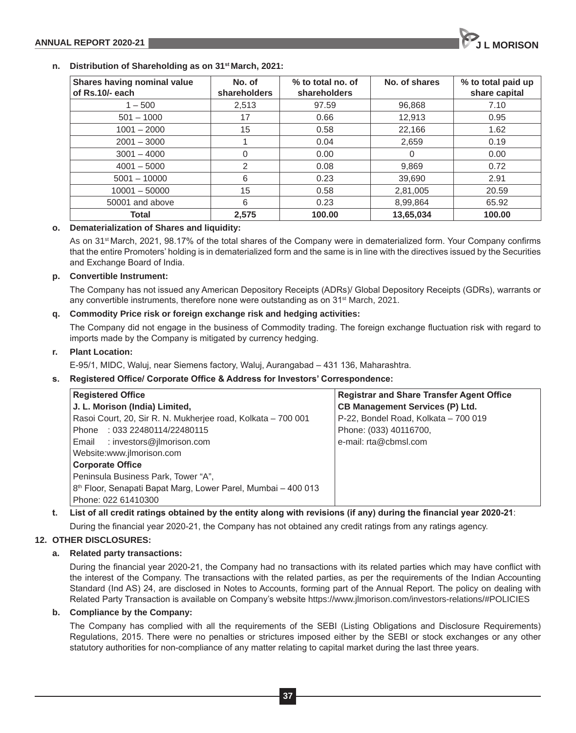**n. Distribution of Shareholding as on 31st March, 2021:**

| Shares having nominal value of Rs.10/- each | No. of shareholders | % to total no. of shareholders | No. of shares | % to total paid up share capital |
|---|---|---|---|---|
| 1 – 500 | 2,513 | 97.59 | 96,868 | 7.10 |
| 501 – 1000 | 17 | 0.66 | 12,913 | 0.95 |
| 1001 – 2000 | 15 | 0.58 | 22,166 | 1.62 |
| 2001 – 3000 | 1 | 0.04 | 2,659 | 0.19 |
| 3001 – 4000 | 0 | 0.00 | 0 | 0.00 |
| 4001 – 5000 | 2 | 0.08 | 9,869 | 0.72 |
| 5001 – 10000 | 6 | 0.23 | 39,690 | 2.91 |
| 10001 – 50000 | 15 | 0.58 | 2,81,005 | 20.59 |
| 50001 and above | 6 | 0.23 | 8,99,864 | 65.92 |
| **Total** | **2,575** | **100.00** | **13,65,034** | **100.00** |

**o. Dematerialization of Shares and liquidity:**

As on 31st March, 2021, 98.17% of the total shares of the Company were in dematerialized form. Your Company confirms that the entire Promoters' holding is in dematerialized form and the same is in line with the directives issued by the Securities and Exchange Board of India.

**p. Convertible Instrument:**

The Company has not issued any American Depository Receipts (ADRs)/ Global Depository Receipts (GDRs), warrants or any convertible instruments, therefore none were outstanding as on 31st March, 2021.

**q. Commodity Price risk or foreign exchange risk and hedging activities:**

The Company did not engage in the business of Commodity trading. The foreign exchange fluctuation risk with regard to imports made by the Company is mitigated by currency hedging.

**r. Plant Location:**

E-95/1, MIDC, Waluj, near Siemens factory, Waluj, Aurangabad – 431 136, Maharashtra.

**s. Registered Office/ Corporate Office & Address for Investors' Correspondence:**

| Registered Office | Registrar and Share Transfer Agent Office |
|---|---|
| **J. L. Morison (India) Limited,** | **CB Management Services (P) Ltd.** |
| Rasoi Court, 20, Sir R. N. Mukherjee road, Kolkata – 700 001 | P-22, Bondel Road, Kolkata – 700 019 |
| Phone : 033 22480114/22480115 | Phone: (033) 40116700, |
| Email : investors@jlmorison.com | e-mail: rta@cbmsl.com |
| Website:www.jlmorison.com | |
| **Corporate Office** | |
| Peninsula Business Park, Tower "A", | |
| 8th Floor, Senapati Bapat Marg, Lower Parel, Mumbai – 400 013 | |
| Phone: 022 61410300 | |

**t. List of all credit ratings obtained by the entity along with revisions (if any) during the financial year 2020-21**:

During the financial year 2020-21, the Company has not obtained any credit ratings from any ratings agency.

## 12. OTHER DISCLOSURES:

**a. Related party transactions:**

During the financial year 2020-21, the Company had no transactions with its related parties which may have conflict with the interest of the Company. The transactions with the related parties, as per the requirements of the Indian Accounting Standard (Ind AS) 24, are disclosed in Notes to Accounts, forming part of the Annual Report. The policy on dealing with Related Party Transaction is available on Company's website https://www.jlmorison.com/investors-relations/#POLICIES

**b. Compliance by the Company:**

The Company has complied with all the requirements of the SEBI (Listing Obligations and Disclosure Requirements) Regulations, 2015. There were no penalties or strictures imposed either by the SEBI or stock exchanges or any other statutory authorities for non-compliance of any matter relating to capital market during the last three years.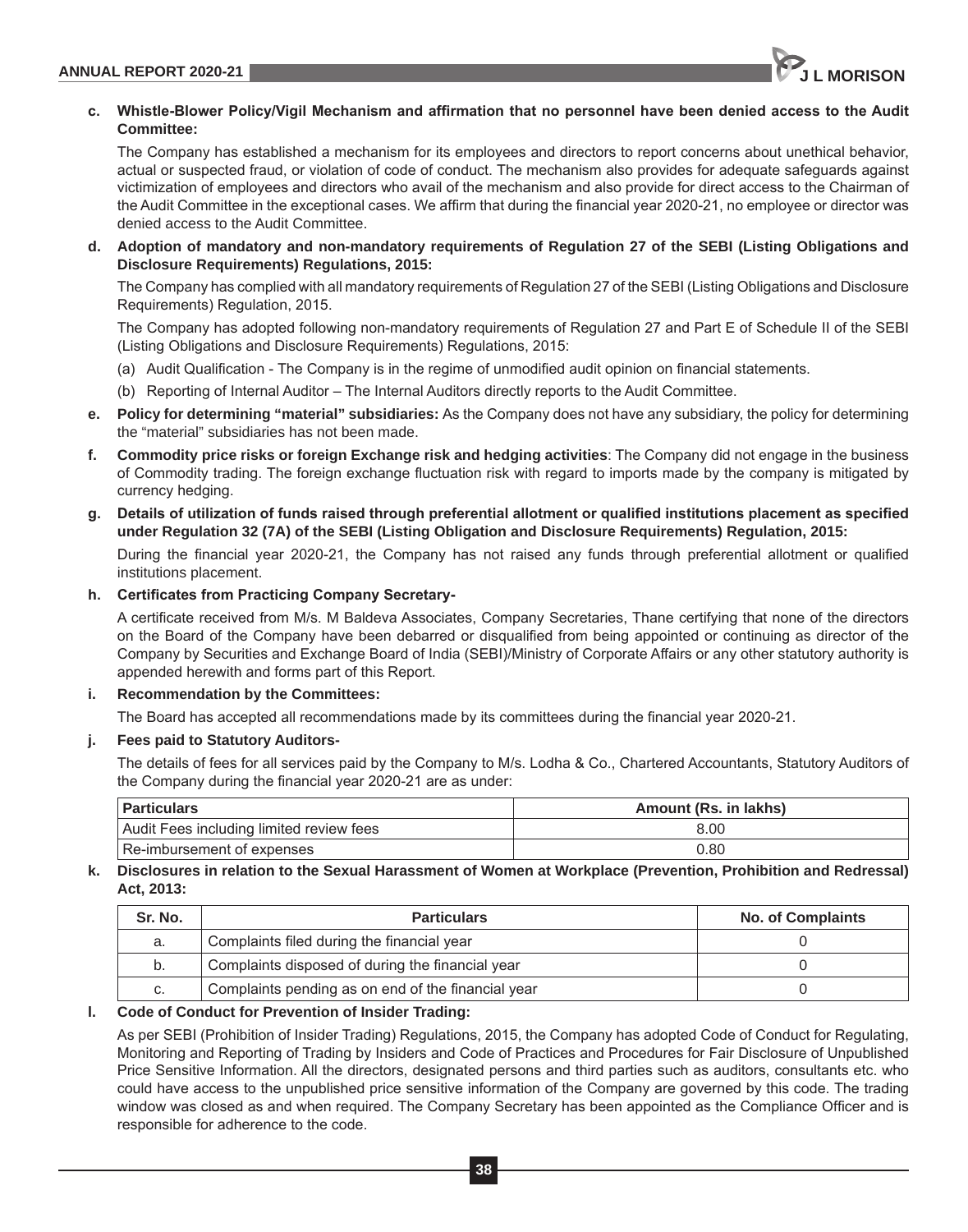**c. Whistle-Blower Policy/Vigil Mechanism and affirmation that no personnel have been denied access to the Audit Committee:**

The Company has established a mechanism for its employees and directors to report concerns about unethical behavior, actual or suspected fraud, or violation of code of conduct. The mechanism also provides for adequate safeguards against victimization of employees and directors who avail of the mechanism and also provide for direct access to the Chairman of the Audit Committee in the exceptional cases. We affirm that during the financial year 2020-21, no employee or director was denied access to the Audit Committee.

**d. Adoption of mandatory and non-mandatory requirements of Regulation 27 of the SEBI (Listing Obligations and Disclosure Requirements) Regulations, 2015:**

The Company has complied with all mandatory requirements of Regulation 27 of the SEBI (Listing Obligations and Disclosure Requirements) Regulation, 2015.

The Company has adopted following non-mandatory requirements of Regulation 27 and Part E of Schedule II of the SEBI (Listing Obligations and Disclosure Requirements) Regulations, 2015:

(a) Audit Qualification - The Company is in the regime of unmodified audit opinion on financial statements.

(b) Reporting of Internal Auditor – The Internal Auditors directly reports to the Audit Committee.

**e. Policy for determining "material" subsidiaries:** As the Company does not have any subsidiary, the policy for determining the "material" subsidiaries has not been made.

**f. Commodity price risks or foreign Exchange risk and hedging activities**: The Company did not engage in the business of Commodity trading. The foreign exchange fluctuation risk with regard to imports made by the company is mitigated by currency hedging.

**g. Details of utilization of funds raised through preferential allotment or qualified institutions placement as specified under Regulation 32 (7A) of the SEBI (Listing Obligation and Disclosure Requirements) Regulation, 2015:**

During the financial year 2020-21, the Company has not raised any funds through preferential allotment or qualified institutions placement.

**h. Certificates from Practicing Company Secretary-**

A certificate received from M/s. M Baldeva Associates, Company Secretaries, Thane certifying that none of the directors on the Board of the Company have been debarred or disqualified from being appointed or continuing as director of the Company by Securities and Exchange Board of India (SEBI)/Ministry of Corporate Affairs or any other statutory authority is appended herewith and forms part of this Report.

**i. Recommendation by the Committees:**

The Board has accepted all recommendations made by its committees during the financial year 2020-21.

**j. Fees paid to Statutory Auditors-**

The details of fees for all services paid by the Company to M/s. Lodha & Co., Chartered Accountants, Statutory Auditors of the Company during the financial year 2020-21 are as under:

| Particulars | Amount (Rs. in lakhs) |
|---|---|
| Audit Fees including limited review fees | 8.00 |
| Re-imbursement of expenses | 0.80 |

**k. Disclosures in relation to the Sexual Harassment of Women at Workplace (Prevention, Prohibition and Redressal) Act, 2013:**

| Sr. No. | Particulars | No. of Complaints |
|---|---|---|
| a. | Complaints filed during the financial year | 0 |
| b. | Complaints disposed of during the financial year | 0 |
| c. | Complaints pending as on end of the financial year | 0 |

**l. Code of Conduct for Prevention of Insider Trading:**

As per SEBI (Prohibition of Insider Trading) Regulations, 2015, the Company has adopted Code of Conduct for Regulating, Monitoring and Reporting of Trading by Insiders and Code of Practices and Procedures for Fair Disclosure of Unpublished Price Sensitive Information. All the directors, designated persons and third parties such as auditors, consultants etc. who could have access to the unpublished price sensitive information of the Company are governed by this code. The trading window was closed as and when required. The Company Secretary has been appointed as the Compliance Officer and is responsible for adherence to the code.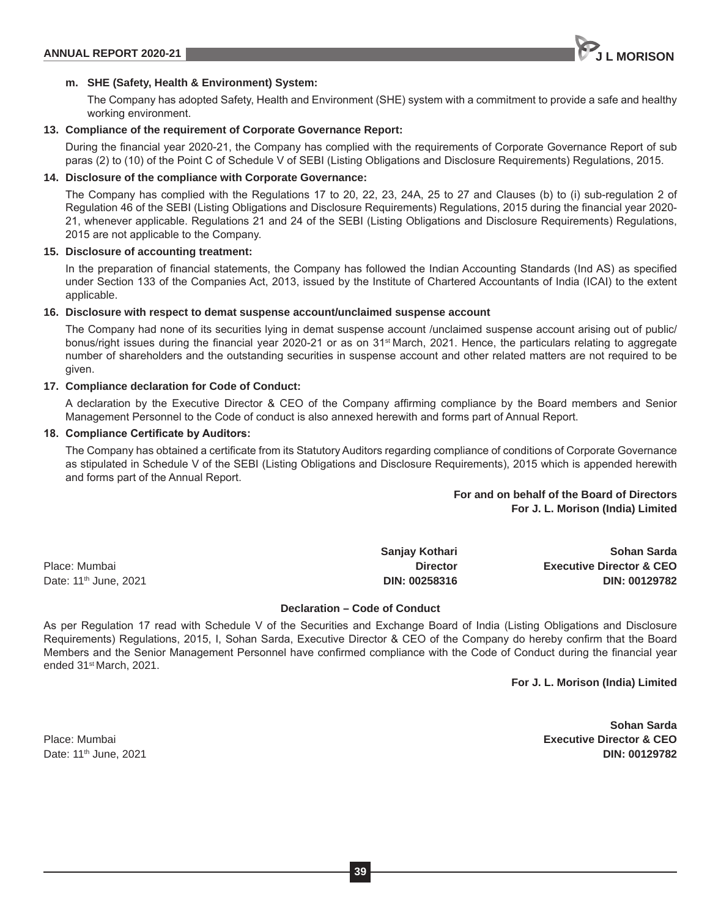**m. SHE (Safety, Health & Environment) System:**

The Company has adopted Safety, Health and Environment (SHE) system with a commitment to provide a safe and healthy working environment.

**13. Compliance of the requirement of Corporate Governance Report:**

During the financial year 2020-21, the Company has complied with the requirements of Corporate Governance Report of sub paras (2) to (10) of the Point C of Schedule V of SEBI (Listing Obligations and Disclosure Requirements) Regulations, 2015.

**14. Disclosure of the compliance with Corporate Governance:**

The Company has complied with the Regulations 17 to 20, 22, 23, 24A, 25 to 27 and Clauses (b) to (i) sub-regulation 2 of Regulation 46 of the SEBI (Listing Obligations and Disclosure Requirements) Regulations, 2015 during the financial year 2020-21, whenever applicable. Regulations 21 and 24 of the SEBI (Listing Obligations and Disclosure Requirements) Regulations, 2015 are not applicable to the Company.

**15. Disclosure of accounting treatment:**

In the preparation of financial statements, the Company has followed the Indian Accounting Standards (Ind AS) as specified under Section 133 of the Companies Act, 2013, issued by the Institute of Chartered Accountants of India (ICAI) to the extent applicable.

**16. Disclosure with respect to demat suspense account/unclaimed suspense account**

The Company had none of its securities lying in demat suspense account /unclaimed suspense account arising out of public/ bonus/right issues during the financial year 2020-21 or as on 31st March, 2021. Hence, the particulars relating to aggregate number of shareholders and the outstanding securities in suspense account and other related matters are not required to be given.

**17. Compliance declaration for Code of Conduct:**

A declaration by the Executive Director & CEO of the Company affirming compliance by the Board members and Senior Management Personnel to the Code of conduct is also annexed herewith and forms part of Annual Report.

**18. Compliance Certificate by Auditors:**

The Company has obtained a certificate from its Statutory Auditors regarding compliance of conditions of Corporate Governance as stipulated in Schedule V of the SEBI (Listing Obligations and Disclosure Requirements), 2015 which is appended herewith and forms part of the Annual Report.

**For and on behalf of the Board of Directors**
**For J. L. Morison (India) Limited**

| | | |
|---|---|---|
| | **Sanjay Kothari** | **Sohan Sarda** |
| Place: Mumbai | **Director** | **Executive Director & CEO** |
| Date: 11th June, 2021 | **DIN: 00258316** | **DIN: 00129782** |

**Declaration – Code of Conduct**

As per Regulation 17 read with Schedule V of the Securities and Exchange Board of India (Listing Obligations and Disclosure Requirements) Regulations, 2015, I, Sohan Sarda, Executive Director & CEO of the Company do hereby confirm that the Board Members and the Senior Management Personnel have confirmed compliance with the Code of Conduct during the financial year ended 31st March, 2021.

**For J. L. Morison (India) Limited**

**Sohan Sarda**
**Executive Director & CEO**
**DIN: 00129782**

Place: Mumbai
Date: 11th June, 2021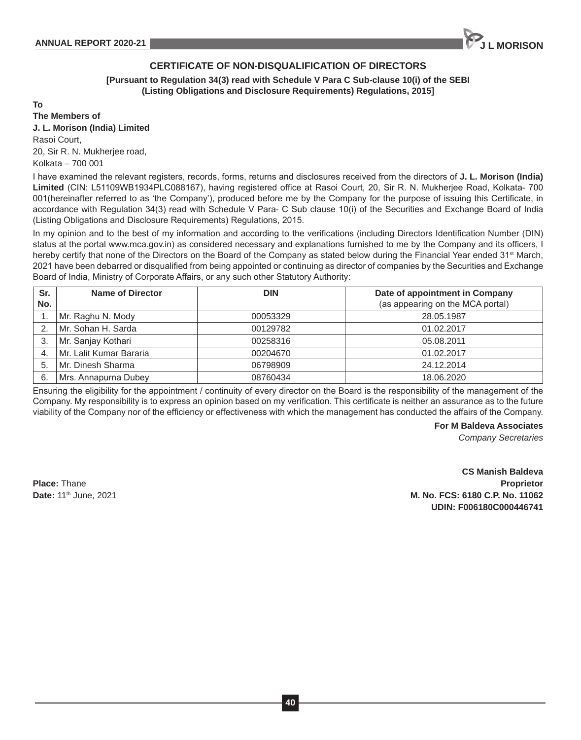## CERTIFICATE OF NON-DISQUALIFICATION OF DIRECTORS

**[Pursuant to Regulation 34(3) read with Schedule V Para C Sub-clause 10(i) of the SEBI (Listing Obligations and Disclosure Requirements) Regulations, 2015]**

**To**
**The Members of**
**J. L. Morison (India) Limited**
Rasoi Court,
20, Sir R. N. Mukherjee road,
Kolkata – 700 001

I have examined the relevant registers, records, forms, returns and disclosures received from the directors of **J. L. Morison (India) Limited** (CIN: L51109WB1934PLC088167), having registered office at Rasoi Court, 20, Sir R. N. Mukherjee Road, Kolkata- 700 001(hereinafter referred to as 'the Company'), produced before me by the Company for the purpose of issuing this Certificate, in accordance with Regulation 34(3) read with Schedule V Para- C Sub clause 10(i) of the Securities and Exchange Board of India (Listing Obligations and Disclosure Requirements) Regulations, 2015.

In my opinion and to the best of my information and according to the verifications (including Directors Identification Number (DIN) status at the portal www.mca.gov.in) as considered necessary and explanations furnished to me by the Company and its officers, I hereby certify that none of the Directors on the Board of the Company as stated below during the Financial Year ended 31st March, 2021 have been debarred or disqualified from being appointed or continuing as director of companies by the Securities and Exchange Board of India, Ministry of Corporate Affairs, or any such other Statutory Authority:

| Sr. No. | Name of Director | DIN | Date of appointment in Company (as appearing on the MCA portal) |
|---|---|---|---|
| 1. | Mr. Raghu N. Mody | 00053329 | 28.05.1987 |
| 2. | Mr. Sohan H. Sarda | 00129782 | 01.02.2017 |
| 3. | Mr. Sanjay Kothari | 00258316 | 05.08.2011 |
| 4. | Mr. Lalit Kumar Bararia | 00204670 | 01.02.2017 |
| 5. | Mr. Dinesh Sharma | 06798909 | 24.12.2014 |
| 6. | Mrs. Annapurna Dubey | 08760434 | 18.06.2020 |

Ensuring the eligibility for the appointment / continuity of every director on the Board is the responsibility of the management of the Company. My responsibility is to express an opinion based on my verification. This certificate is neither an assurance as to the future viability of the Company nor of the efficiency or effectiveness with which the management has conducted the affairs of the Company.

**For M Baldeva Associates**
*Company Secretaries*

**CS Manish Baldeva**
**Proprietor**
**M. No. FCS: 6180 C.P. No. 11062**
**UDIN: F006180C000446741**

**Place:** Thane
**Date:** 11th June, 2021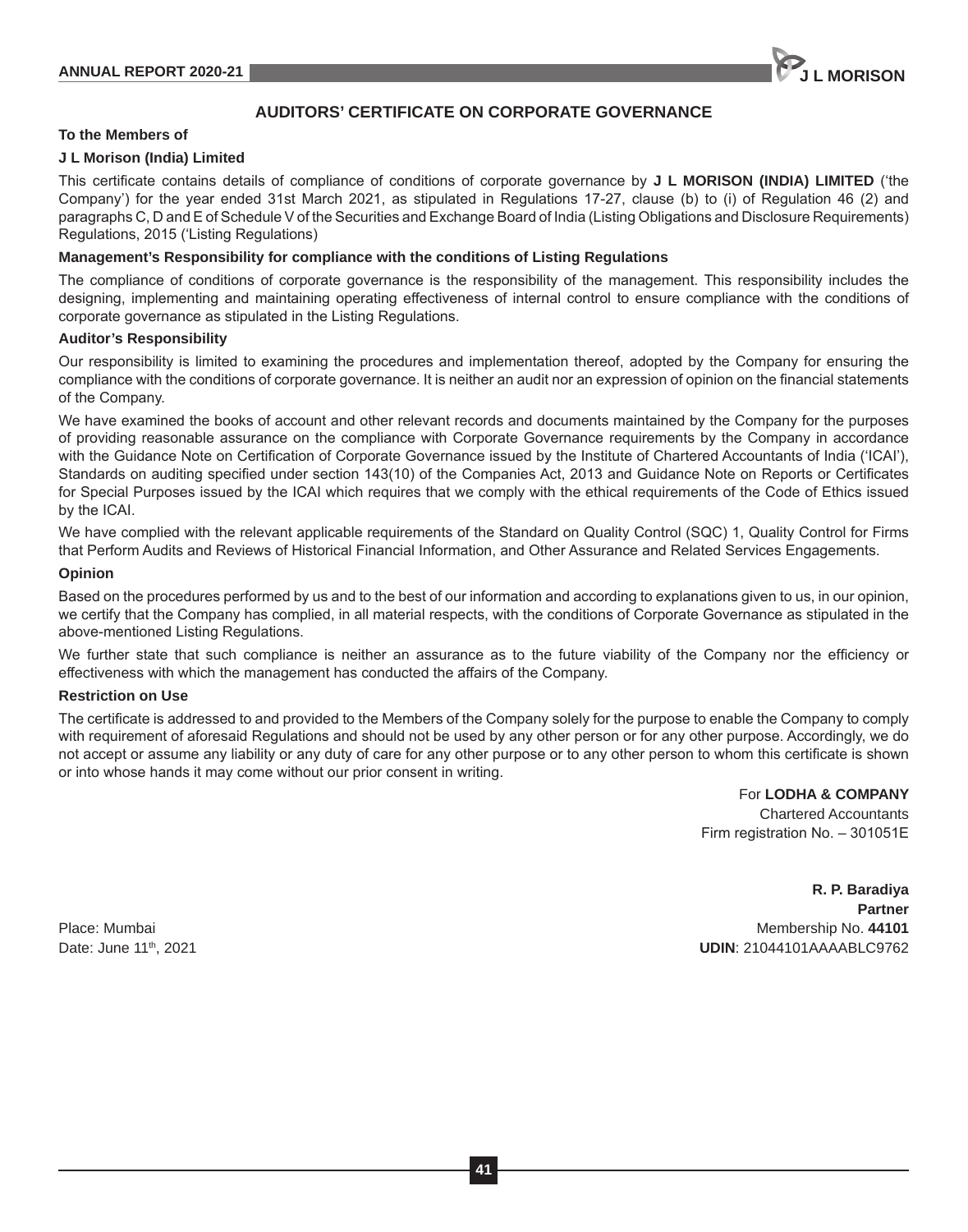# AUDITORS' CERTIFICATE ON CORPORATE GOVERNANCE

**To the Members of**

**J L Morison (India) Limited**

This certificate contains details of compliance of conditions of corporate governance by **J L MORISON (INDIA) LIMITED** ('the Company') for the year ended 31st March 2021, as stipulated in Regulations 17-27, clause (b) to (i) of Regulation 46 (2) and paragraphs C, D and E of Schedule V of the Securities and Exchange Board of India (Listing Obligations and Disclosure Requirements) Regulations, 2015 ('Listing Regulations)

**Management's Responsibility for compliance with the conditions of Listing Regulations**

The compliance of conditions of corporate governance is the responsibility of the management. This responsibility includes the designing, implementing and maintaining operating effectiveness of internal control to ensure compliance with the conditions of corporate governance as stipulated in the Listing Regulations.

**Auditor's Responsibility**

Our responsibility is limited to examining the procedures and implementation thereof, adopted by the Company for ensuring the compliance with the conditions of corporate governance. It is neither an audit nor an expression of opinion on the financial statements of the Company.

We have examined the books of account and other relevant records and documents maintained by the Company for the purposes of providing reasonable assurance on the compliance with Corporate Governance requirements by the Company in accordance with the Guidance Note on Certification of Corporate Governance issued by the Institute of Chartered Accountants of India ('ICAI'), Standards on auditing specified under section 143(10) of the Companies Act, 2013 and Guidance Note on Reports or Certificates for Special Purposes issued by the ICAI which requires that we comply with the ethical requirements of the Code of Ethics issued by the ICAI.

We have complied with the relevant applicable requirements of the Standard on Quality Control (SQC) 1, Quality Control for Firms that Perform Audits and Reviews of Historical Financial Information, and Other Assurance and Related Services Engagements.

**Opinion**

Based on the procedures performed by us and to the best of our information and according to explanations given to us, in our opinion, we certify that the Company has complied, in all material respects, with the conditions of Corporate Governance as stipulated in the above-mentioned Listing Regulations.

We further state that such compliance is neither an assurance as to the future viability of the Company nor the efficiency or effectiveness with which the management has conducted the affairs of the Company.

**Restriction on Use**

The certificate is addressed to and provided to the Members of the Company solely for the purpose to enable the Company to comply with requirement of aforesaid Regulations and should not be used by any other person or for any other purpose. Accordingly, we do not accept or assume any liability or any duty of care for any other purpose or to any other person to whom this certificate is shown or into whose hands it may come without our prior consent in writing.

For **LODHA & COMPANY**
Chartered Accountants
Firm registration No. – 301051E

**R. P. Baradiya**
**Partner**
Membership No. **44101**
**UDIN**: 21044101AAAABLC9762

Place: Mumbai
Date: June 11th, 2021